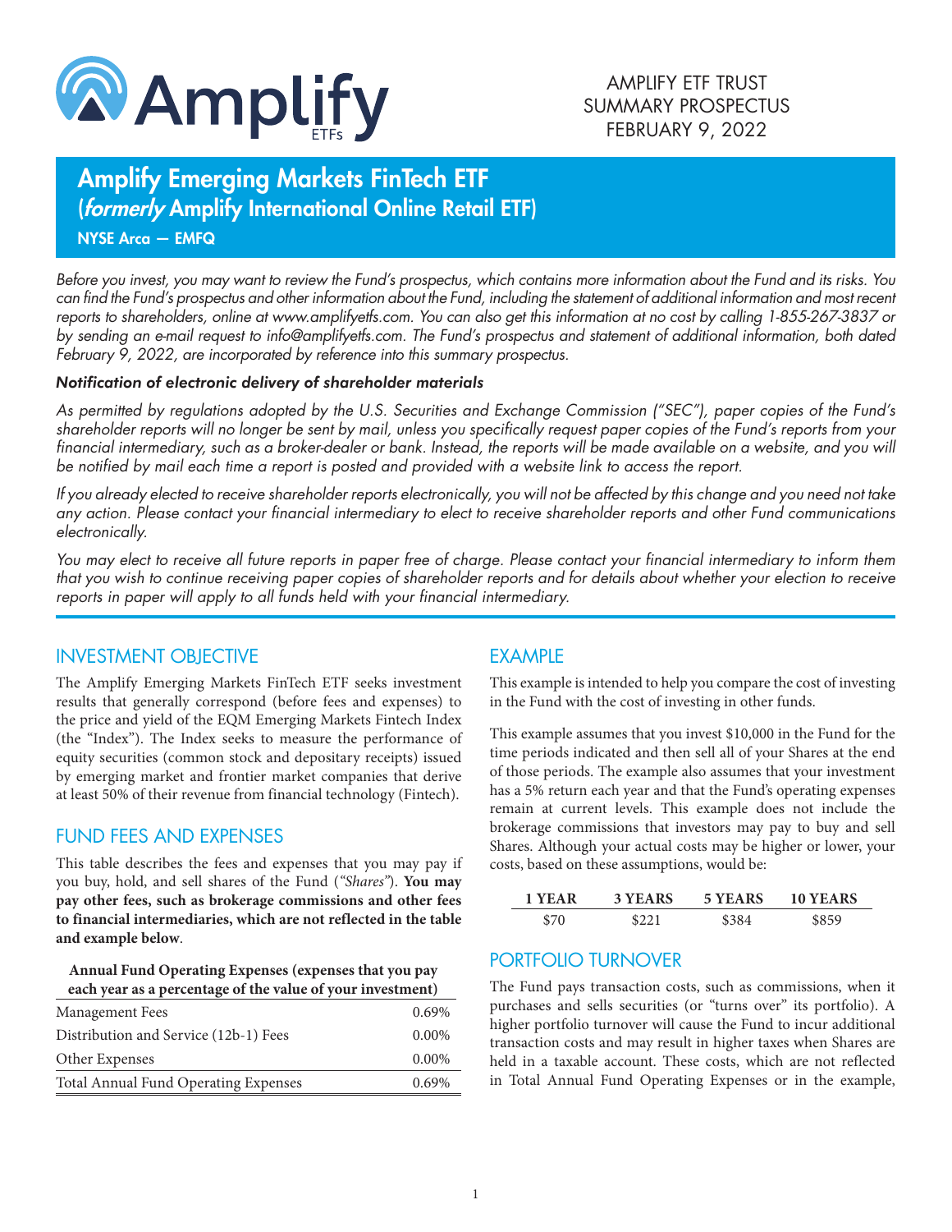AMPLIFY ETF TRUST
SUMMARY PROSPECTUS
FEBRUARY 9, 2022

# Amplify Emerging Markets FinTech ETF
## (*formerly* Amplify International Online Retail ETF)

**NYSE Arca — EMFQ**

*Before you invest, you may want to review the Fund's prospectus, which contains more information about the Fund and its risks. You can find the Fund's prospectus and other information about the Fund, including the statement of additional information and most recent reports to shareholders, online at www.amplifyetfs.com. You can also get this information at no cost by calling 1-855-267-3837 or by sending an e-mail request to info@amplifyetfs.com. The Fund's prospectus and statement of additional information, both dated February 9, 2022, are incorporated by reference into this summary prospectus.*

***Notification of electronic delivery of shareholder materials***

*As permitted by regulations adopted by the U.S. Securities and Exchange Commission ("SEC"), paper copies of the Fund's shareholder reports will no longer be sent by mail, unless you specifically request paper copies of the Fund's reports from your financial intermediary, such as a broker-dealer or bank. Instead, the reports will be made available on a website, and you will be notified by mail each time a report is posted and provided with a website link to access the report.*

*If you already elected to receive shareholder reports electronically, you will not be affected by this change and you need not take any action. Please contact your financial intermediary to elect to receive shareholder reports and other Fund communications electronically.*

*You may elect to receive all future reports in paper free of charge. Please contact your financial intermediary to inform them that you wish to continue receiving paper copies of shareholder reports and for details about whether your election to receive reports in paper will apply to all funds held with your financial intermediary.*

## INVESTMENT OBJECTIVE

The Amplify Emerging Markets FinTech ETF seeks investment results that generally correspond (before fees and expenses) to the price and yield of the EQM Emerging Markets Fintech Index (the "Index"). The Index seeks to measure the performance of equity securities (common stock and depositary receipts) issued by emerging market and frontier market companies that derive at least 50% of their revenue from financial technology (Fintech).

## FUND FEES AND EXPENSES

This table describes the fees and expenses that you may pay if you buy, hold, and sell shares of the Fund (*"Shares"*). **You may pay other fees, such as brokerage commissions and other fees to financial intermediaries, which are not reflected in the table and example below**.

| **Annual Fund Operating Expenses (expenses that you pay each year as a percentage of the value of your investment)** | |
|---|---|
| Management Fees | 0.69% |
| Distribution and Service (12b-1) Fees | 0.00% |
| Other Expenses | 0.00% |
| Total Annual Fund Operating Expenses | 0.69% |

## EXAMPLE

This example is intended to help you compare the cost of investing in the Fund with the cost of investing in other funds.

This example assumes that you invest $10,000 in the Fund for the time periods indicated and then sell all of your Shares at the end of those periods. The example also assumes that your investment has a 5% return each year and that the Fund's operating expenses remain at current levels. This example does not include the brokerage commissions that investors may pay to buy and sell Shares. Although your actual costs may be higher or lower, your costs, based on these assumptions, would be:

| 1 YEAR | 3 YEARS | 5 YEARS | 10 YEARS |
|---|---|---|---|
| $70 | $221 | $384 | $859 |

## PORTFOLIO TURNOVER

The Fund pays transaction costs, such as commissions, when it purchases and sells securities (or "turns over" its portfolio). A higher portfolio turnover will cause the Fund to incur additional transaction costs and may result in higher taxes when Shares are held in a taxable account. These costs, which are not reflected in Total Annual Fund Operating Expenses or in the example,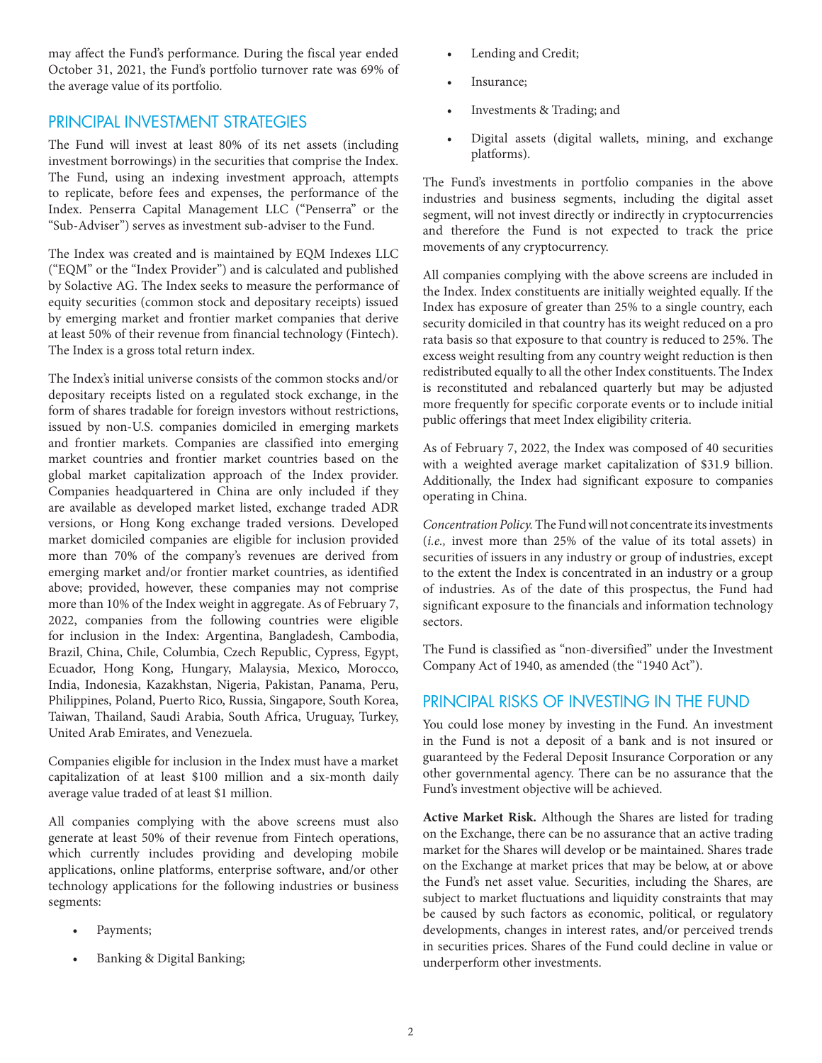may affect the Fund's performance. During the fiscal year ended October 31, 2021, the Fund's portfolio turnover rate was 69% of the average value of its portfolio.

## PRINCIPAL INVESTMENT STRATEGIES

The Fund will invest at least 80% of its net assets (including investment borrowings) in the securities that comprise the Index. The Fund, using an indexing investment approach, attempts to replicate, before fees and expenses, the performance of the Index. Penserra Capital Management LLC ("Penserra" or the "Sub-Adviser") serves as investment sub-adviser to the Fund.

The Index was created and is maintained by EQM Indexes LLC ("EQM" or the "Index Provider") and is calculated and published by Solactive AG. The Index seeks to measure the performance of equity securities (common stock and depositary receipts) issued by emerging market and frontier market companies that derive at least 50% of their revenue from financial technology (Fintech). The Index is a gross total return index.

The Index's initial universe consists of the common stocks and/or depositary receipts listed on a regulated stock exchange, in the form of shares tradable for foreign investors without restrictions, issued by non-U.S. companies domiciled in emerging markets and frontier markets. Companies are classified into emerging market countries and frontier market countries based on the global market capitalization approach of the Index provider. Companies headquartered in China are only included if they are available as developed market listed, exchange traded ADR versions, or Hong Kong exchange traded versions. Developed market domiciled companies are eligible for inclusion provided more than 70% of the company's revenues are derived from emerging market and/or frontier market countries, as identified above; provided, however, these companies may not comprise more than 10% of the Index weight in aggregate. As of February 7, 2022, companies from the following countries were eligible for inclusion in the Index: Argentina, Bangladesh, Cambodia, Brazil, China, Chile, Columbia, Czech Republic, Cypress, Egypt, Ecuador, Hong Kong, Hungary, Malaysia, Mexico, Morocco, India, Indonesia, Kazakhstan, Nigeria, Pakistan, Panama, Peru, Philippines, Poland, Puerto Rico, Russia, Singapore, South Korea, Taiwan, Thailand, Saudi Arabia, South Africa, Uruguay, Turkey, United Arab Emirates, and Venezuela.

Companies eligible for inclusion in the Index must have a market capitalization of at least $100 million and a six-month daily average value traded of at least $1 million.

All companies complying with the above screens must also generate at least 50% of their revenue from Fintech operations, which currently includes providing and developing mobile applications, online platforms, enterprise software, and/or other technology applications for the following industries or business segments:

- Payments;
- Banking & Digital Banking;
- Lending and Credit;
- Insurance;
- Investments & Trading; and
- Digital assets (digital wallets, mining, and exchange platforms).

The Fund's investments in portfolio companies in the above industries and business segments, including the digital asset segment, will not invest directly or indirectly in cryptocurrencies and therefore the Fund is not expected to track the price movements of any cryptocurrency.

All companies complying with the above screens are included in the Index. Index constituents are initially weighted equally. If the Index has exposure of greater than 25% to a single country, each security domiciled in that country has its weight reduced on a pro rata basis so that exposure to that country is reduced to 25%. The excess weight resulting from any country weight reduction is then redistributed equally to all the other Index constituents. The Index is reconstituted and rebalanced quarterly but may be adjusted more frequently for specific corporate events or to include initial public offerings that meet Index eligibility criteria.

As of February 7, 2022, the Index was composed of 40 securities with a weighted average market capitalization of $31.9 billion. Additionally, the Index had significant exposure to companies operating in China.

*Concentration Policy.* The Fund will not concentrate its investments (*i.e.,* invest more than 25% of the value of its total assets) in securities of issuers in any industry or group of industries, except to the extent the Index is concentrated in an industry or a group of industries. As of the date of this prospectus, the Fund had significant exposure to the financials and information technology sectors.

The Fund is classified as "non-diversified" under the Investment Company Act of 1940, as amended (the "1940 Act").

## PRINCIPAL RISKS OF INVESTING IN THE FUND

You could lose money by investing in the Fund. An investment in the Fund is not a deposit of a bank and is not insured or guaranteed by the Federal Deposit Insurance Corporation or any other governmental agency. There can be no assurance that the Fund's investment objective will be achieved.

**Active Market Risk.** Although the Shares are listed for trading on the Exchange, there can be no assurance that an active trading market for the Shares will develop or be maintained. Shares trade on the Exchange at market prices that may be below, at or above the Fund's net asset value. Securities, including the Shares, are subject to market fluctuations and liquidity constraints that may be caused by such factors as economic, political, or regulatory developments, changes in interest rates, and/or perceived trends in securities prices. Shares of the Fund could decline in value or underperform other investments.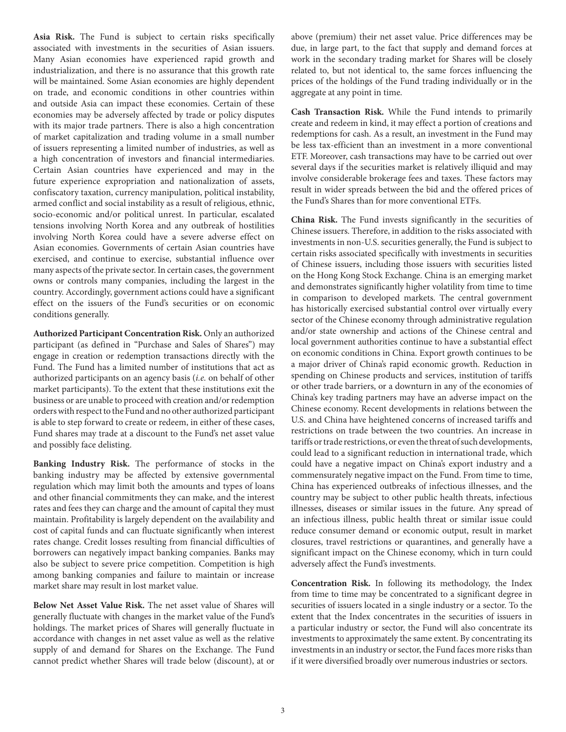**Asia Risk.** The Fund is subject to certain risks specifically associated with investments in the securities of Asian issuers. Many Asian economies have experienced rapid growth and industrialization, and there is no assurance that this growth rate will be maintained. Some Asian economies are highly dependent on trade, and economic conditions in other countries within and outside Asia can impact these economies. Certain of these economies may be adversely affected by trade or policy disputes with its major trade partners. There is also a high concentration of market capitalization and trading volume in a small number of issuers representing a limited number of industries, as well as a high concentration of investors and financial intermediaries. Certain Asian countries have experienced and may in the future experience expropriation and nationalization of assets, confiscatory taxation, currency manipulation, political instability, armed conflict and social instability as a result of religious, ethnic, socio-economic and/or political unrest. In particular, escalated tensions involving North Korea and any outbreak of hostilities involving North Korea could have a severe adverse effect on Asian economies. Governments of certain Asian countries have exercised, and continue to exercise, substantial influence over many aspects of the private sector. In certain cases, the government owns or controls many companies, including the largest in the country. Accordingly, government actions could have a significant effect on the issuers of the Fund's securities or on economic conditions generally.

**Authorized Participant Concentration Risk.** Only an authorized participant (as defined in "Purchase and Sales of Shares") may engage in creation or redemption transactions directly with the Fund. The Fund has a limited number of institutions that act as authorized participants on an agency basis (*i.e.* on behalf of other market participants). To the extent that these institutions exit the business or are unable to proceed with creation and/or redemption orders with respect to the Fund and no other authorized participant is able to step forward to create or redeem, in either of these cases, Fund shares may trade at a discount to the Fund's net asset value and possibly face delisting.

**Banking Industry Risk.** The performance of stocks in the banking industry may be affected by extensive governmental regulation which may limit both the amounts and types of loans and other financial commitments they can make, and the interest rates and fees they can charge and the amount of capital they must maintain. Profitability is largely dependent on the availability and cost of capital funds and can fluctuate significantly when interest rates change. Credit losses resulting from financial difficulties of borrowers can negatively impact banking companies. Banks may also be subject to severe price competition. Competition is high among banking companies and failure to maintain or increase market share may result in lost market value.

**Below Net Asset Value Risk.** The net asset value of Shares will generally fluctuate with changes in the market value of the Fund's holdings. The market prices of Shares will generally fluctuate in accordance with changes in net asset value as well as the relative supply of and demand for Shares on the Exchange. The Fund cannot predict whether Shares will trade below (discount), at or above (premium) their net asset value. Price differences may be due, in large part, to the fact that supply and demand forces at work in the secondary trading market for Shares will be closely related to, but not identical to, the same forces influencing the prices of the holdings of the Fund trading individually or in the aggregate at any point in time.

**Cash Transaction Risk.** While the Fund intends to primarily create and redeem in kind, it may effect a portion of creations and redemptions for cash. As a result, an investment in the Fund may be less tax-efficient than an investment in a more conventional ETF. Moreover, cash transactions may have to be carried out over several days if the securities market is relatively illiquid and may involve considerable brokerage fees and taxes. These factors may result in wider spreads between the bid and the offered prices of the Fund's Shares than for more conventional ETFs.

**China Risk.** The Fund invests significantly in the securities of Chinese issuers. Therefore, in addition to the risks associated with investments in non-U.S. securities generally, the Fund is subject to certain risks associated specifically with investments in securities of Chinese issuers, including those issuers with securities listed on the Hong Kong Stock Exchange. China is an emerging market and demonstrates significantly higher volatility from time to time in comparison to developed markets. The central government has historically exercised substantial control over virtually every sector of the Chinese economy through administrative regulation and/or state ownership and actions of the Chinese central and local government authorities continue to have a substantial effect on economic conditions in China. Export growth continues to be a major driver of China's rapid economic growth. Reduction in spending on Chinese products and services, institution of tariffs or other trade barriers, or a downturn in any of the economies of China's key trading partners may have an adverse impact on the Chinese economy. Recent developments in relations between the U.S. and China have heightened concerns of increased tariffs and restrictions on trade between the two countries. An increase in tariffs or trade restrictions, or even the threat of such developments, could lead to a significant reduction in international trade, which could have a negative impact on China's export industry and a commensurately negative impact on the Fund. From time to time, China has experienced outbreaks of infectious illnesses, and the country may be subject to other public health threats, infectious illnesses, diseases or similar issues in the future. Any spread of an infectious illness, public health threat or similar issue could reduce consumer demand or economic output, result in market closures, travel restrictions or quarantines, and generally have a significant impact on the Chinese economy, which in turn could adversely affect the Fund's investments.

**Concentration Risk.** In following its methodology, the Index from time to time may be concentrated to a significant degree in securities of issuers located in a single industry or a sector. To the extent that the Index concentrates in the securities of issuers in a particular industry or sector, the Fund will also concentrate its investments to approximately the same extent. By concentrating its investments in an industry or sector, the Fund faces more risks than if it were diversified broadly over numerous industries or sectors.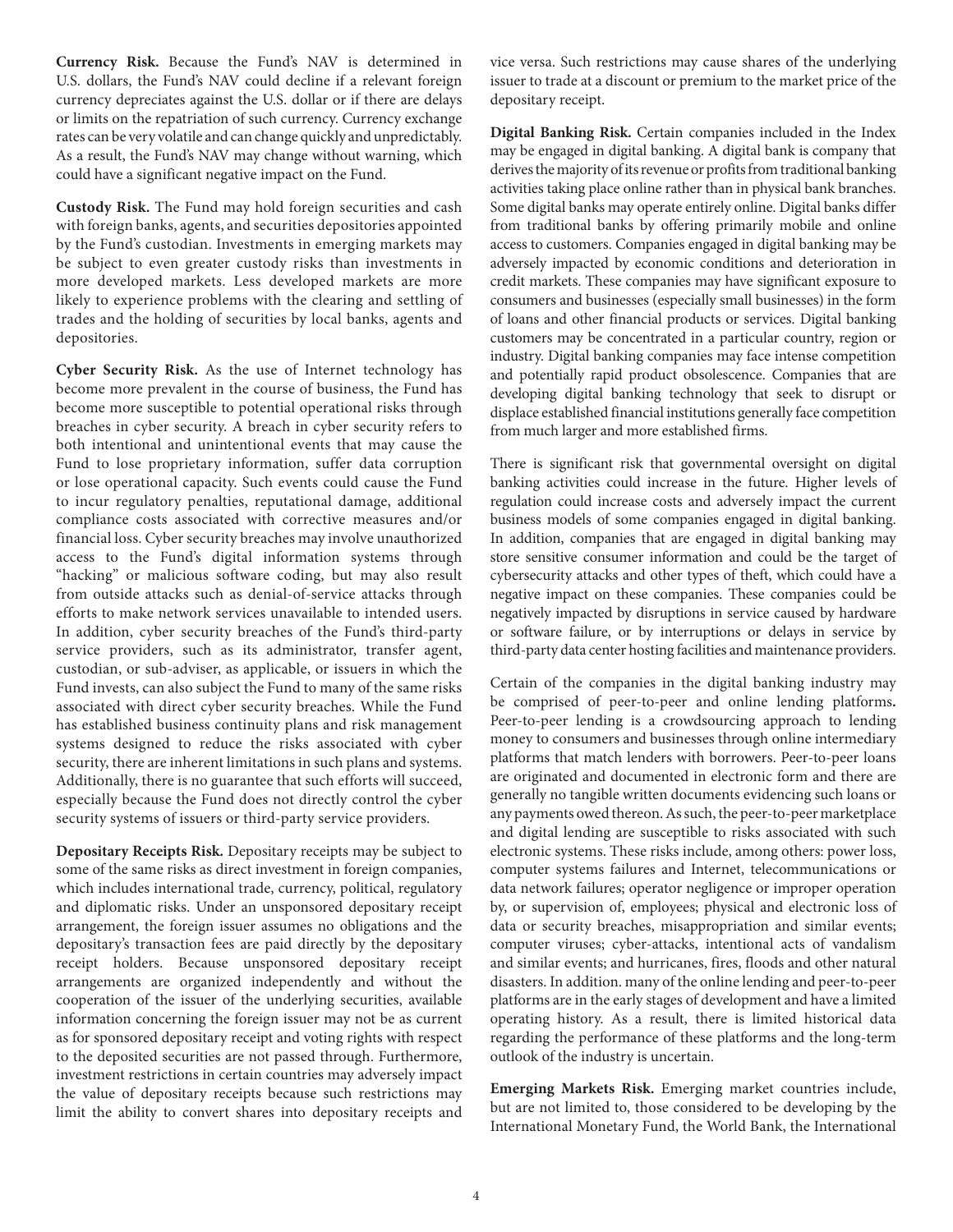**Currency Risk.** Because the Fund's NAV is determined in U.S. dollars, the Fund's NAV could decline if a relevant foreign currency depreciates against the U.S. dollar or if there are delays or limits on the repatriation of such currency. Currency exchange rates can be very volatile and can change quickly and unpredictably. As a result, the Fund's NAV may change without warning, which could have a significant negative impact on the Fund.

**Custody Risk.** The Fund may hold foreign securities and cash with foreign banks, agents, and securities depositories appointed by the Fund's custodian. Investments in emerging markets may be subject to even greater custody risks than investments in more developed markets. Less developed markets are more likely to experience problems with the clearing and settling of trades and the holding of securities by local banks, agents and depositories.

**Cyber Security Risk.** As the use of Internet technology has become more prevalent in the course of business, the Fund has become more susceptible to potential operational risks through breaches in cyber security. A breach in cyber security refers to both intentional and unintentional events that may cause the Fund to lose proprietary information, suffer data corruption or lose operational capacity. Such events could cause the Fund to incur regulatory penalties, reputational damage, additional compliance costs associated with corrective measures and/or financial loss. Cyber security breaches may involve unauthorized access to the Fund's digital information systems through "hacking" or malicious software coding, but may also result from outside attacks such as denial-of-service attacks through efforts to make network services unavailable to intended users. In addition, cyber security breaches of the Fund's third-party service providers, such as its administrator, transfer agent, custodian, or sub-adviser, as applicable, or issuers in which the Fund invests, can also subject the Fund to many of the same risks associated with direct cyber security breaches. While the Fund has established business continuity plans and risk management systems designed to reduce the risks associated with cyber security, there are inherent limitations in such plans and systems. Additionally, there is no guarantee that such efforts will succeed, especially because the Fund does not directly control the cyber security systems of issuers or third-party service providers.

**Depositary Receipts Risk.** Depositary receipts may be subject to some of the same risks as direct investment in foreign companies, which includes international trade, currency, political, regulatory and diplomatic risks. Under an unsponsored depositary receipt arrangement, the foreign issuer assumes no obligations and the depositary's transaction fees are paid directly by the depositary receipt holders. Because unsponsored depositary receipt arrangements are organized independently and without the cooperation of the issuer of the underlying securities, available information concerning the foreign issuer may not be as current as for sponsored depositary receipt and voting rights with respect to the deposited securities are not passed through. Furthermore, investment restrictions in certain countries may adversely impact the value of depositary receipts because such restrictions may limit the ability to convert shares into depositary receipts and vice versa. Such restrictions may cause shares of the underlying issuer to trade at a discount or premium to the market price of the depositary receipt.

**Digital Banking Risk.** Certain companies included in the Index may be engaged in digital banking. A digital bank is company that derives the majority of its revenue or profits from traditional banking activities taking place online rather than in physical bank branches. Some digital banks may operate entirely online. Digital banks differ from traditional banks by offering primarily mobile and online access to customers. Companies engaged in digital banking may be adversely impacted by economic conditions and deterioration in credit markets. These companies may have significant exposure to consumers and businesses (especially small businesses) in the form of loans and other financial products or services. Digital banking customers may be concentrated in a particular country, region or industry. Digital banking companies may face intense competition and potentially rapid product obsolescence. Companies that are developing digital banking technology that seek to disrupt or displace established financial institutions generally face competition from much larger and more established firms.

There is significant risk that governmental oversight on digital banking activities could increase in the future. Higher levels of regulation could increase costs and adversely impact the current business models of some companies engaged in digital banking. In addition, companies that are engaged in digital banking may store sensitive consumer information and could be the target of cybersecurity attacks and other types of theft, which could have a negative impact on these companies. These companies could be negatively impacted by disruptions in service caused by hardware or software failure, or by interruptions or delays in service by third-party data center hosting facilities and maintenance providers.

Certain of the companies in the digital banking industry may be comprised of peer-to-peer and online lending platforms**.** Peer-to-peer lending is a crowdsourcing approach to lending money to consumers and businesses through online intermediary platforms that match lenders with borrowers. Peer-to-peer loans are originated and documented in electronic form and there are generally no tangible written documents evidencing such loans or any payments owed thereon. As such, the peer-to-peer marketplace and digital lending are susceptible to risks associated with such electronic systems. These risks include, among others: power loss, computer systems failures and Internet, telecommunications or data network failures; operator negligence or improper operation by, or supervision of, employees; physical and electronic loss of data or security breaches, misappropriation and similar events; computer viruses; cyber-attacks, intentional acts of vandalism and similar events; and hurricanes, fires, floods and other natural disasters. In addition. many of the online lending and peer-to-peer platforms are in the early stages of development and have a limited operating history. As a result, there is limited historical data regarding the performance of these platforms and the long-term outlook of the industry is uncertain.

**Emerging Markets Risk.** Emerging market countries include, but are not limited to, those considered to be developing by the International Monetary Fund, the World Bank, the International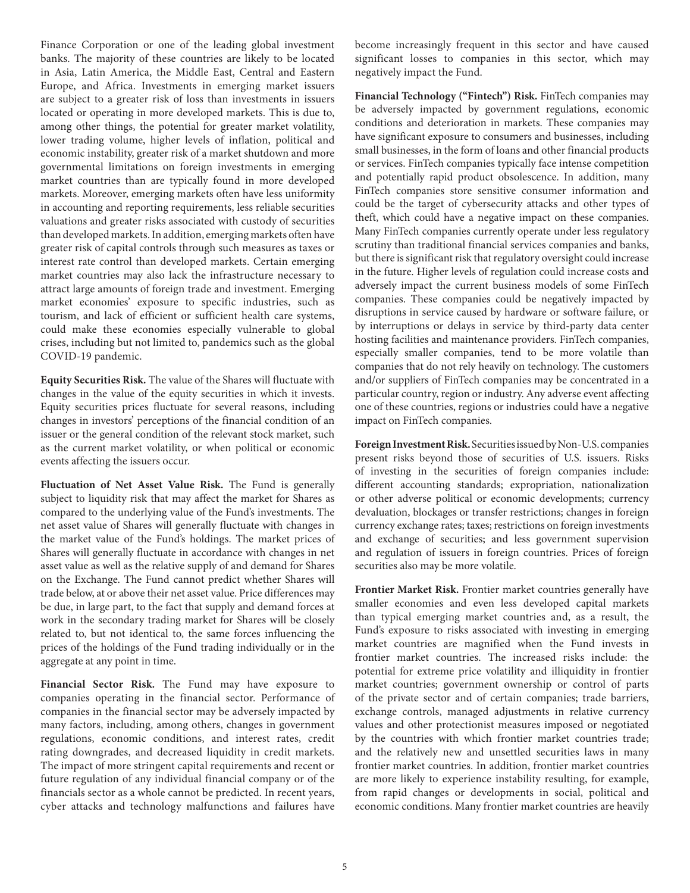Finance Corporation or one of the leading global investment banks. The majority of these countries are likely to be located in Asia, Latin America, the Middle East, Central and Eastern Europe, and Africa. Investments in emerging market issuers are subject to a greater risk of loss than investments in issuers located or operating in more developed markets. This is due to, among other things, the potential for greater market volatility, lower trading volume, higher levels of inflation, political and economic instability, greater risk of a market shutdown and more governmental limitations on foreign investments in emerging market countries than are typically found in more developed markets. Moreover, emerging markets often have less uniformity in accounting and reporting requirements, less reliable securities valuations and greater risks associated with custody of securities than developed markets. In addition, emerging markets often have greater risk of capital controls through such measures as taxes or interest rate control than developed markets. Certain emerging market countries may also lack the infrastructure necessary to attract large amounts of foreign trade and investment. Emerging market economies' exposure to specific industries, such as tourism, and lack of efficient or sufficient health care systems, could make these economies especially vulnerable to global crises, including but not limited to, pandemics such as the global COVID-19 pandemic.

**Equity Securities Risk.** The value of the Shares will fluctuate with changes in the value of the equity securities in which it invests. Equity securities prices fluctuate for several reasons, including changes in investors' perceptions of the financial condition of an issuer or the general condition of the relevant stock market, such as the current market volatility, or when political or economic events affecting the issuers occur.

**Fluctuation of Net Asset Value Risk.** The Fund is generally subject to liquidity risk that may affect the market for Shares as compared to the underlying value of the Fund's investments. The net asset value of Shares will generally fluctuate with changes in the market value of the Fund's holdings. The market prices of Shares will generally fluctuate in accordance with changes in net asset value as well as the relative supply of and demand for Shares on the Exchange. The Fund cannot predict whether Shares will trade below, at or above their net asset value. Price differences may be due, in large part, to the fact that supply and demand forces at work in the secondary trading market for Shares will be closely related to, but not identical to, the same forces influencing the prices of the holdings of the Fund trading individually or in the aggregate at any point in time.

**Financial Sector Risk.** The Fund may have exposure to companies operating in the financial sector. Performance of companies in the financial sector may be adversely impacted by many factors, including, among others, changes in government regulations, economic conditions, and interest rates, credit rating downgrades, and decreased liquidity in credit markets. The impact of more stringent capital requirements and recent or future regulation of any individual financial company or of the financials sector as a whole cannot be predicted. In recent years, cyber attacks and technology malfunctions and failures have become increasingly frequent in this sector and have caused significant losses to companies in this sector, which may negatively impact the Fund.

**Financial Technology ("Fintech") Risk.** FinTech companies may be adversely impacted by government regulations, economic conditions and deterioration in markets. These companies may have significant exposure to consumers and businesses, including small businesses, in the form of loans and other financial products or services. FinTech companies typically face intense competition and potentially rapid product obsolescence. In addition, many FinTech companies store sensitive consumer information and could be the target of cybersecurity attacks and other types of theft, which could have a negative impact on these companies. Many FinTech companies currently operate under less regulatory scrutiny than traditional financial services companies and banks, but there is significant risk that regulatory oversight could increase in the future. Higher levels of regulation could increase costs and adversely impact the current business models of some FinTech companies. These companies could be negatively impacted by disruptions in service caused by hardware or software failure, or by interruptions or delays in service by third-party data center hosting facilities and maintenance providers. FinTech companies, especially smaller companies, tend to be more volatile than companies that do not rely heavily on technology. The customers and/or suppliers of FinTech companies may be concentrated in a particular country, region or industry. Any adverse event affecting one of these countries, regions or industries could have a negative impact on FinTech companies.

**Foreign Investment Risk.** Securities issued by Non-U.S. companies present risks beyond those of securities of U.S. issuers. Risks of investing in the securities of foreign companies include: different accounting standards; expropriation, nationalization or other adverse political or economic developments; currency devaluation, blockages or transfer restrictions; changes in foreign currency exchange rates; taxes; restrictions on foreign investments and exchange of securities; and less government supervision and regulation of issuers in foreign countries. Prices of foreign securities also may be more volatile.

**Frontier Market Risk.** Frontier market countries generally have smaller economies and even less developed capital markets than typical emerging market countries and, as a result, the Fund's exposure to risks associated with investing in emerging market countries are magnified when the Fund invests in frontier market countries. The increased risks include: the potential for extreme price volatility and illiquidity in frontier market countries; government ownership or control of parts of the private sector and of certain companies; trade barriers, exchange controls, managed adjustments in relative currency values and other protectionist measures imposed or negotiated by the countries with which frontier market countries trade; and the relatively new and unsettled securities laws in many frontier market countries. In addition, frontier market countries are more likely to experience instability resulting, for example, from rapid changes or developments in social, political and economic conditions. Many frontier market countries are heavily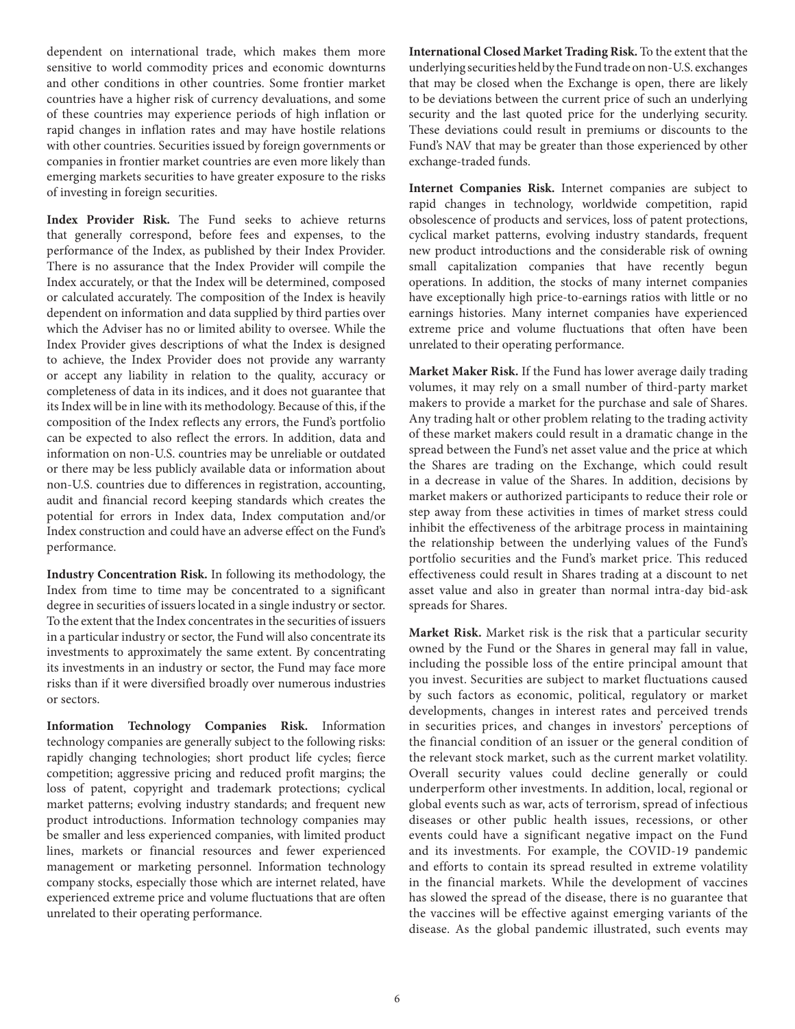dependent on international trade, which makes them more sensitive to world commodity prices and economic downturns and other conditions in other countries. Some frontier market countries have a higher risk of currency devaluations, and some of these countries may experience periods of high inflation or rapid changes in inflation rates and may have hostile relations with other countries. Securities issued by foreign governments or companies in frontier market countries are even more likely than emerging markets securities to have greater exposure to the risks of investing in foreign securities.

**Index Provider Risk.** The Fund seeks to achieve returns that generally correspond, before fees and expenses, to the performance of the Index, as published by their Index Provider. There is no assurance that the Index Provider will compile the Index accurately, or that the Index will be determined, composed or calculated accurately. The composition of the Index is heavily dependent on information and data supplied by third parties over which the Adviser has no or limited ability to oversee. While the Index Provider gives descriptions of what the Index is designed to achieve, the Index Provider does not provide any warranty or accept any liability in relation to the quality, accuracy or completeness of data in its indices, and it does not guarantee that its Index will be in line with its methodology. Because of this, if the composition of the Index reflects any errors, the Fund's portfolio can be expected to also reflect the errors. In addition, data and information on non-U.S. countries may be unreliable or outdated or there may be less publicly available data or information about non-U.S. countries due to differences in registration, accounting, audit and financial record keeping standards which creates the potential for errors in Index data, Index computation and/or Index construction and could have an adverse effect on the Fund's performance.

**Industry Concentration Risk.** In following its methodology, the Index from time to time may be concentrated to a significant degree in securities of issuers located in a single industry or sector. To the extent that the Index concentrates in the securities of issuers in a particular industry or sector, the Fund will also concentrate its investments to approximately the same extent. By concentrating its investments in an industry or sector, the Fund may face more risks than if it were diversified broadly over numerous industries or sectors.

**Information Technology Companies Risk.** Information technology companies are generally subject to the following risks: rapidly changing technologies; short product life cycles; fierce competition; aggressive pricing and reduced profit margins; the loss of patent, copyright and trademark protections; cyclical market patterns; evolving industry standards; and frequent new product introductions. Information technology companies may be smaller and less experienced companies, with limited product lines, markets or financial resources and fewer experienced management or marketing personnel. Information technology company stocks, especially those which are internet related, have experienced extreme price and volume fluctuations that are often unrelated to their operating performance.

**International Closed Market Trading Risk.** To the extent that the underlying securities held by the Fund trade on non-U.S. exchanges that may be closed when the Exchange is open, there are likely to be deviations between the current price of such an underlying security and the last quoted price for the underlying security. These deviations could result in premiums or discounts to the Fund's NAV that may be greater than those experienced by other exchange-traded funds.

**Internet Companies Risk.** Internet companies are subject to rapid changes in technology, worldwide competition, rapid obsolescence of products and services, loss of patent protections, cyclical market patterns, evolving industry standards, frequent new product introductions and the considerable risk of owning small capitalization companies that have recently begun operations. In addition, the stocks of many internet companies have exceptionally high price-to-earnings ratios with little or no earnings histories. Many internet companies have experienced extreme price and volume fluctuations that often have been unrelated to their operating performance.

**Market Maker Risk.** If the Fund has lower average daily trading volumes, it may rely on a small number of third-party market makers to provide a market for the purchase and sale of Shares. Any trading halt or other problem relating to the trading activity of these market makers could result in a dramatic change in the spread between the Fund's net asset value and the price at which the Shares are trading on the Exchange, which could result in a decrease in value of the Shares. In addition, decisions by market makers or authorized participants to reduce their role or step away from these activities in times of market stress could inhibit the effectiveness of the arbitrage process in maintaining the relationship between the underlying values of the Fund's portfolio securities and the Fund's market price. This reduced effectiveness could result in Shares trading at a discount to net asset value and also in greater than normal intra-day bid-ask spreads for Shares.

**Market Risk.** Market risk is the risk that a particular security owned by the Fund or the Shares in general may fall in value, including the possible loss of the entire principal amount that you invest. Securities are subject to market fluctuations caused by such factors as economic, political, regulatory or market developments, changes in interest rates and perceived trends in securities prices, and changes in investors' perceptions of the financial condition of an issuer or the general condition of the relevant stock market, such as the current market volatility. Overall security values could decline generally or could underperform other investments. In addition, local, regional or global events such as war, acts of terrorism, spread of infectious diseases or other public health issues, recessions, or other events could have a significant negative impact on the Fund and its investments. For example, the COVID-19 pandemic and efforts to contain its spread resulted in extreme volatility in the financial markets. While the development of vaccines has slowed the spread of the disease, there is no guarantee that the vaccines will be effective against emerging variants of the disease. As the global pandemic illustrated, such events may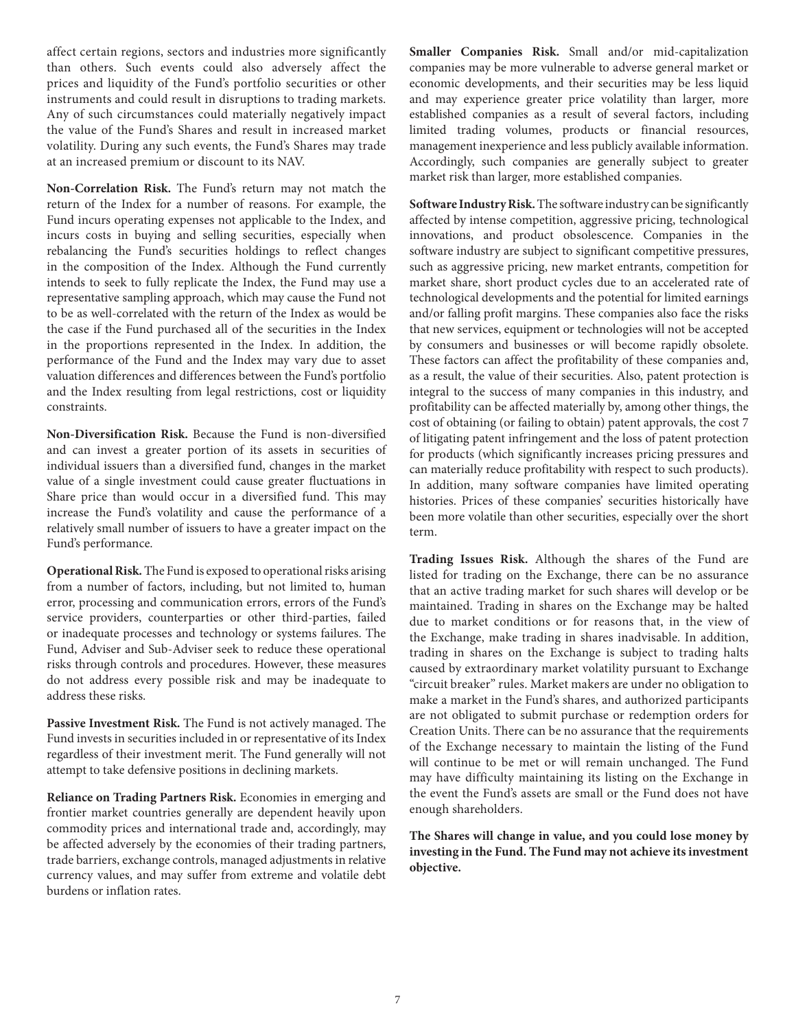affect certain regions, sectors and industries more significantly than others. Such events could also adversely affect the prices and liquidity of the Fund's portfolio securities or other instruments and could result in disruptions to trading markets. Any of such circumstances could materially negatively impact the value of the Fund's Shares and result in increased market volatility. During any such events, the Fund's Shares may trade at an increased premium or discount to its NAV.

**Non-Correlation Risk.** The Fund's return may not match the return of the Index for a number of reasons. For example, the Fund incurs operating expenses not applicable to the Index, and incurs costs in buying and selling securities, especially when rebalancing the Fund's securities holdings to reflect changes in the composition of the Index. Although the Fund currently intends to seek to fully replicate the Index, the Fund may use a representative sampling approach, which may cause the Fund not to be as well-correlated with the return of the Index as would be the case if the Fund purchased all of the securities in the Index in the proportions represented in the Index. In addition, the performance of the Fund and the Index may vary due to asset valuation differences and differences between the Fund's portfolio and the Index resulting from legal restrictions, cost or liquidity constraints.

**Non-Diversification Risk.** Because the Fund is non-diversified and can invest a greater portion of its assets in securities of individual issuers than a diversified fund, changes in the market value of a single investment could cause greater fluctuations in Share price than would occur in a diversified fund. This may increase the Fund's volatility and cause the performance of a relatively small number of issuers to have a greater impact on the Fund's performance.

**Operational Risk.** The Fund is exposed to operational risks arising from a number of factors, including, but not limited to, human error, processing and communication errors, errors of the Fund's service providers, counterparties or other third-parties, failed or inadequate processes and technology or systems failures. The Fund, Adviser and Sub-Adviser seek to reduce these operational risks through controls and procedures. However, these measures do not address every possible risk and may be inadequate to address these risks.

**Passive Investment Risk.** The Fund is not actively managed. The Fund invests in securities included in or representative of its Index regardless of their investment merit. The Fund generally will not attempt to take defensive positions in declining markets.

**Reliance on Trading Partners Risk.** Economies in emerging and frontier market countries generally are dependent heavily upon commodity prices and international trade and, accordingly, may be affected adversely by the economies of their trading partners, trade barriers, exchange controls, managed adjustments in relative currency values, and may suffer from extreme and volatile debt burdens or inflation rates.

**Smaller Companies Risk.** Small and/or mid-capitalization companies may be more vulnerable to adverse general market or economic developments, and their securities may be less liquid and may experience greater price volatility than larger, more established companies as a result of several factors, including limited trading volumes, products or financial resources, management inexperience and less publicly available information. Accordingly, such companies are generally subject to greater market risk than larger, more established companies.

**Software Industry Risk.** The software industry can be significantly affected by intense competition, aggressive pricing, technological innovations, and product obsolescence. Companies in the software industry are subject to significant competitive pressures, such as aggressive pricing, new market entrants, competition for market share, short product cycles due to an accelerated rate of technological developments and the potential for limited earnings and/or falling profit margins. These companies also face the risks that new services, equipment or technologies will not be accepted by consumers and businesses or will become rapidly obsolete. These factors can affect the profitability of these companies and, as a result, the value of their securities. Also, patent protection is integral to the success of many companies in this industry, and profitability can be affected materially by, among other things, the cost of obtaining (or failing to obtain) patent approvals, the cost 7 of litigating patent infringement and the loss of patent protection for products (which significantly increases pricing pressures and can materially reduce profitability with respect to such products). In addition, many software companies have limited operating histories. Prices of these companies' securities historically have been more volatile than other securities, especially over the short term.

**Trading Issues Risk.** Although the shares of the Fund are listed for trading on the Exchange, there can be no assurance that an active trading market for such shares will develop or be maintained. Trading in shares on the Exchange may be halted due to market conditions or for reasons that, in the view of the Exchange, make trading in shares inadvisable. In addition, trading in shares on the Exchange is subject to trading halts caused by extraordinary market volatility pursuant to Exchange "circuit breaker" rules. Market makers are under no obligation to make a market in the Fund's shares, and authorized participants are not obligated to submit purchase or redemption orders for Creation Units. There can be no assurance that the requirements of the Exchange necessary to maintain the listing of the Fund will continue to be met or will remain unchanged. The Fund may have difficulty maintaining its listing on the Exchange in the event the Fund's assets are small or the Fund does not have enough shareholders.

**The Shares will change in value, and you could lose money by investing in the Fund. The Fund may not achieve its investment objective.**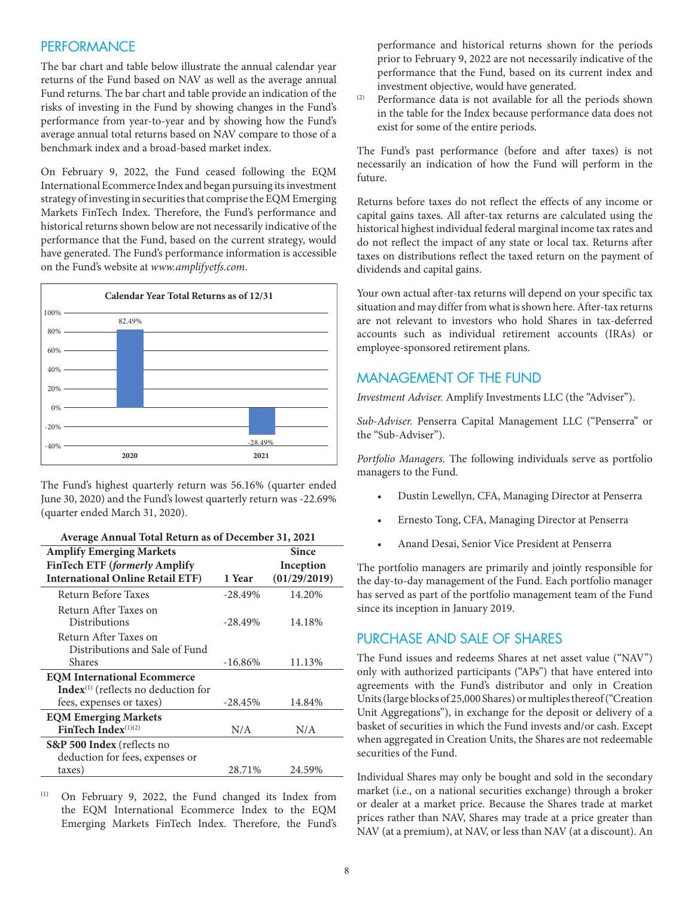## PERFORMANCE

The bar chart and table below illustrate the annual calendar year returns of the Fund based on NAV as well as the average annual Fund returns. The bar chart and table provide an indication of the risks of investing in the Fund by showing changes in the Fund's performance from year-to-year and by showing how the Fund's average annual total returns based on NAV compare to those of a benchmark index and a broad-based market index.

On February 9, 2022, the Fund ceased following the EQM International Ecommerce Index and began pursuing its investment strategy of investing in securities that comprise the EQM Emerging Markets FinTech Index. Therefore, the Fund's performance and historical returns shown below are not necessarily indicative of the performance that the Fund, based on the current strategy, would have generated. The Fund's performance information is accessible on the Fund's website at *www.amplifyetfs.com*.

**Calendar Year Total Returns as of 12/31**

| Year | Return |
|---|---|
| 2020 | 82.49% |
| 2021 | -28.49% |

The Fund's highest quarterly return was 56.16% (quarter ended June 30, 2020) and the Fund's lowest quarterly return was -22.69% (quarter ended March 31, 2020).

**Average Annual Total Return as of December 31, 2021**

| Amplify Emerging Markets FinTech ETF (*formerly* Amplify International Online Retail ETF) | 1 Year | Since Inception (01/29/2019) |
|---|---|---|
| Return Before Taxes | -28.49% | 14.20% |
| Return After Taxes on Distributions | -28.49% | 14.18% |
| Return After Taxes on Distributions and Sale of Fund Shares | -16.86% | 11.13% |
| **EQM International Ecommerce Index**[(1)] (reflects no deduction for fees, expenses or taxes) | -28.45% | 14.84% |
| **EQM Emerging Markets FinTech Index**[(1)(2)] | N/A | N/A |
| **S&P 500 Index** (reflects no deduction for fees, expenses or taxes) | 28.71% | 24.59% |

(1) On February 9, 2022, the Fund changed its Index from the EQM International Ecommerce Index to the EQM Emerging Markets FinTech Index. Therefore, the Fund's performance and historical returns shown for the periods prior to February 9, 2022 are not necessarily indicative of the performance that the Fund, based on its current index and investment objective, would have generated.

(2) Performance data is not available for all the periods shown in the table for the Index because performance data does not exist for some of the entire periods.

The Fund's past performance (before and after taxes) is not necessarily an indication of how the Fund will perform in the future.

Returns before taxes do not reflect the effects of any income or capital gains taxes. All after-tax returns are calculated using the historical highest individual federal marginal income tax rates and do not reflect the impact of any state or local tax. Returns after taxes on distributions reflect the taxed return on the payment of dividends and capital gains.

Your own actual after-tax returns will depend on your specific tax situation and may differ from what is shown here. After-tax returns are not relevant to investors who hold Shares in tax-deferred accounts such as individual retirement accounts (IRAs) or employee-sponsored retirement plans.

## MANAGEMENT OF THE FUND

*Investment Adviser.* Amplify Investments LLC (the "Adviser").

*Sub-Adviser.* Penserra Capital Management LLC ("Penserra" or the "Sub-Adviser").

*Portfolio Managers.* The following individuals serve as portfolio managers to the Fund.

- Dustin Lewellyn, CFA, Managing Director at Penserra
- Ernesto Tong, CFA, Managing Director at Penserra
- Anand Desai, Senior Vice President at Penserra

The portfolio managers are primarily and jointly responsible for the day-to-day management of the Fund. Each portfolio manager has served as part of the portfolio management team of the Fund since its inception in January 2019.

## PURCHASE AND SALE OF SHARES

The Fund issues and redeems Shares at net asset value ("NAV") only with authorized participants ("APs") that have entered into agreements with the Fund's distributor and only in Creation Units (large blocks of 25,000 Shares) or multiples thereof ("Creation Unit Aggregations"), in exchange for the deposit or delivery of a basket of securities in which the Fund invests and/or cash. Except when aggregated in Creation Units, the Shares are not redeemable securities of the Fund.

Individual Shares may only be bought and sold in the secondary market (i.e., on a national securities exchange) through a broker or dealer at a market price. Because the Shares trade at market prices rather than NAV, Shares may trade at a price greater than NAV (at a premium), at NAV, or less than NAV (at a discount). An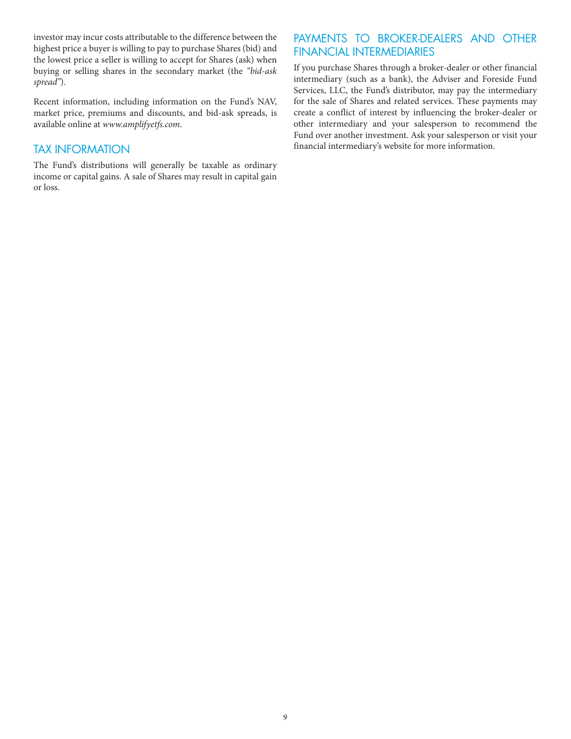investor may incur costs attributable to the difference between the highest price a buyer is willing to pay to purchase Shares (bid) and the lowest price a seller is willing to accept for Shares (ask) when buying or selling shares in the secondary market (the *"bid-ask spread"*).

Recent information, including information on the Fund's NAV, market price, premiums and discounts, and bid-ask spreads, is available online at *www.amplifyetfs.com*.

## TAX INFORMATION

The Fund's distributions will generally be taxable as ordinary income or capital gains. A sale of Shares may result in capital gain or loss.

## PAYMENTS TO BROKER-DEALERS AND OTHER FINANCIAL INTERMEDIARIES

If you purchase Shares through a broker-dealer or other financial intermediary (such as a bank), the Adviser and Foreside Fund Services, LLC, the Fund's distributor, may pay the intermediary for the sale of Shares and related services. These payments may create a conflict of interest by influencing the broker-dealer or other intermediary and your salesperson to recommend the Fund over another investment. Ask your salesperson or visit your financial intermediary's website for more information.